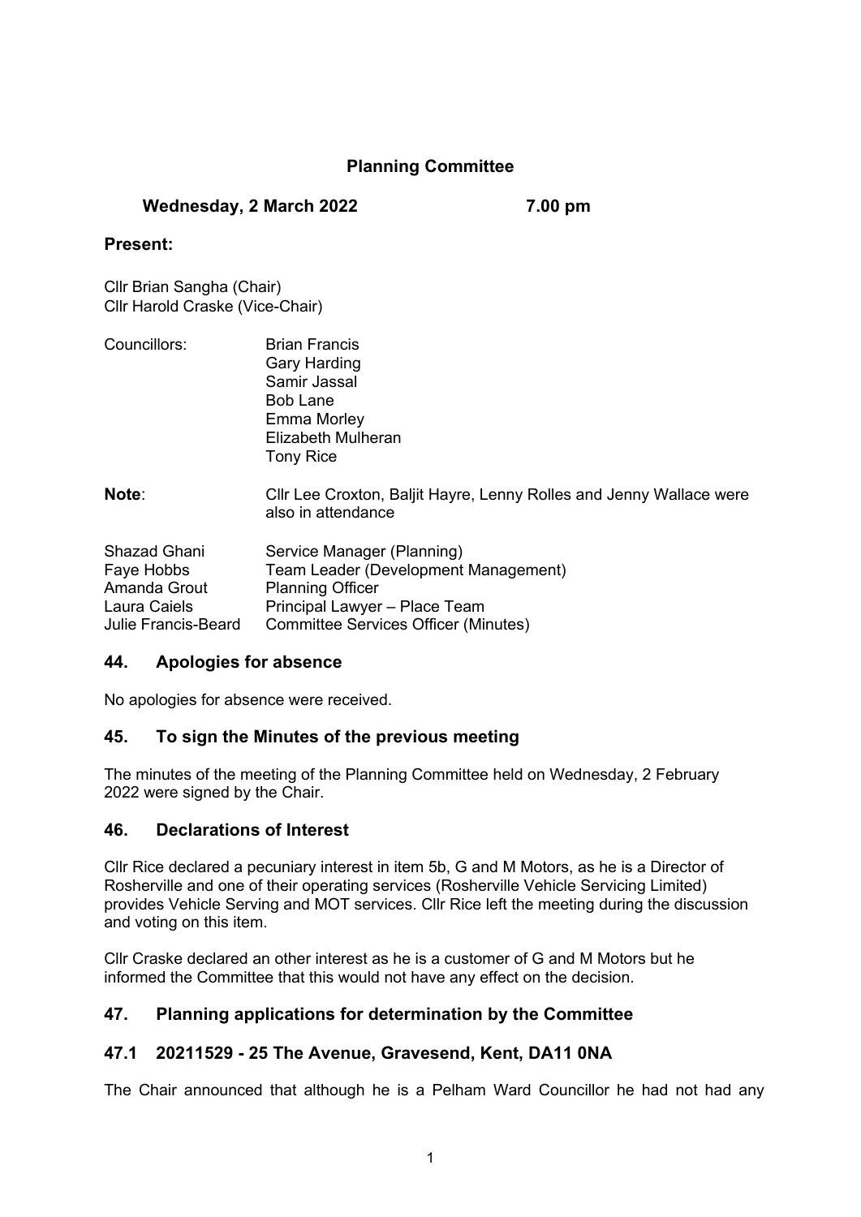# Planning Committee

**Wednesday, 2 March 2022** **7.00 pm**

## Present:

Cllr Brian Sangha (Chair)
Cllr Harold Craske (Vice-Chair)

Councillors:
- Brian Francis
- Gary Harding
- Samir Jassal
- Bob Lane
- Emma Morley
- Elizabeth Mulheran
- Tony Rice

**Note**: Cllr Lee Croxton, Baljit Hayre, Lenny Rolles and Jenny Wallace were also in attendance

| | |
|---|---|
| Shazad Ghani | Service Manager (Planning) |
| Faye Hobbs | Team Leader (Development Management) |
| Amanda Grout | Planning Officer |
| Laura Caiels | Principal Lawyer – Place Team |
| Julie Francis-Beard | Committee Services Officer (Minutes) |

## 44. Apologies for absence

No apologies for absence were received.

## 45. To sign the Minutes of the previous meeting

The minutes of the meeting of the Planning Committee held on Wednesday, 2 February 2022 were signed by the Chair.

## 46. Declarations of Interest

Cllr Rice declared a pecuniary interest in item 5b, G and M Motors, as he is a Director of Rosherville and one of their operating services (Rosherville Vehicle Servicing Limited) provides Vehicle Serving and MOT services. Cllr Rice left the meeting during the discussion and voting on this item.

Cllr Craske declared an other interest as he is a customer of G and M Motors but he informed the Committee that this would not have any effect on the decision.

## 47. Planning applications for determination by the Committee

## 47.1 20211529 - 25 The Avenue, Gravesend, Kent, DA11 0NA

The Chair announced that although he is a Pelham Ward Councillor he had not had any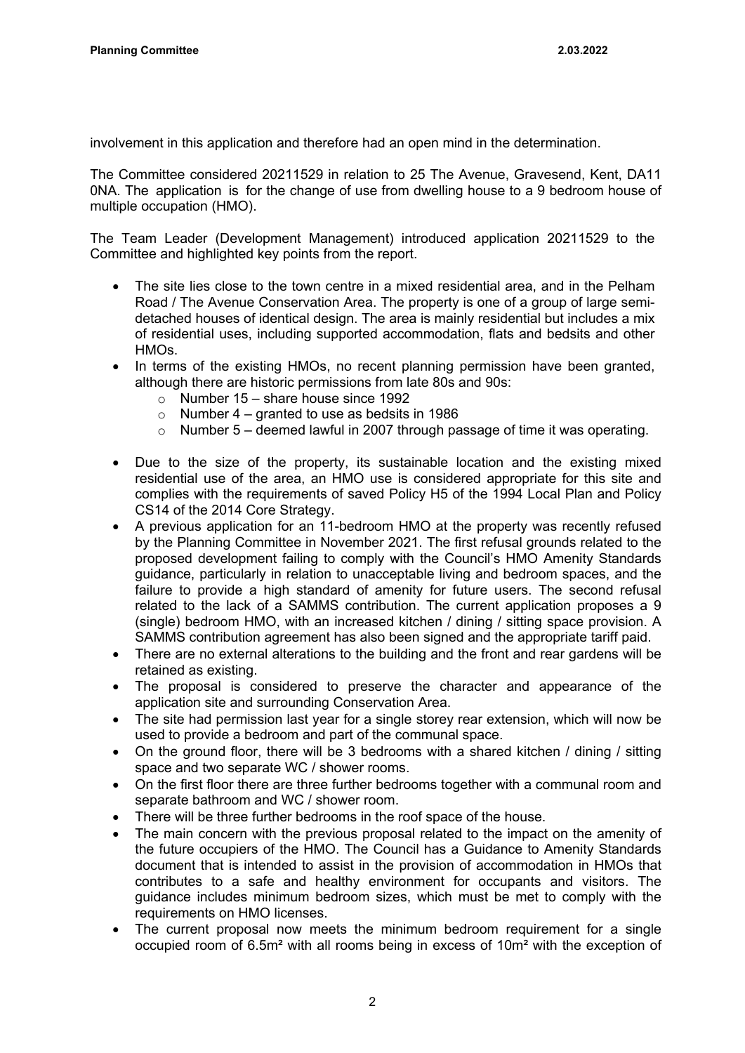involvement in this application and therefore had an open mind in the determination.

The Committee considered 20211529 in relation to 25 The Avenue, Gravesend, Kent, DA11 0NA. The application is for the change of use from dwelling house to a 9 bedroom house of multiple occupation (HMO).

The Team Leader (Development Management) introduced application 20211529 to the Committee and highlighted key points from the report.

- The site lies close to the town centre in a mixed residential area, and in the Pelham Road / The Avenue Conservation Area. The property is one of a group of large semi-detached houses of identical design. The area is mainly residential but includes a mix of residential uses, including supported accommodation, flats and bedsits and other HMOs.
- In terms of the existing HMOs, no recent planning permission have been granted, although there are historic permissions from late 80s and 90s:
  - Number 15 – share house since 1992
  - Number 4 – granted to use as bedsits in 1986
  - Number 5 – deemed lawful in 2007 through passage of time it was operating.
- Due to the size of the property, its sustainable location and the existing mixed residential use of the area, an HMO use is considered appropriate for this site and complies with the requirements of saved Policy H5 of the 1994 Local Plan and Policy CS14 of the 2014 Core Strategy.
- A previous application for an 11-bedroom HMO at the property was recently refused by the Planning Committee in November 2021. The first refusal grounds related to the proposed development failing to comply with the Council's HMO Amenity Standards guidance, particularly in relation to unacceptable living and bedroom spaces, and the failure to provide a high standard of amenity for future users. The second refusal related to the lack of a SAMMS contribution. The current application proposes a 9 (single) bedroom HMO, with an increased kitchen / dining / sitting space provision. A SAMMS contribution agreement has also been signed and the appropriate tariff paid.
- There are no external alterations to the building and the front and rear gardens will be retained as existing.
- The proposal is considered to preserve the character and appearance of the application site and surrounding Conservation Area.
- The site had permission last year for a single storey rear extension, which will now be used to provide a bedroom and part of the communal space.
- On the ground floor, there will be 3 bedrooms with a shared kitchen / dining / sitting space and two separate WC / shower rooms.
- On the first floor there are three further bedrooms together with a communal room and separate bathroom and WC / shower room.
- There will be three further bedrooms in the roof space of the house.
- The main concern with the previous proposal related to the impact on the amenity of the future occupiers of the HMO. The Council has a Guidance to Amenity Standards document that is intended to assist in the provision of accommodation in HMOs that contributes to a safe and healthy environment for occupants and visitors. The guidance includes minimum bedroom sizes, which must be met to comply with the requirements on HMO licenses.
- The current proposal now meets the minimum bedroom requirement for a single occupied room of 6.5m² with all rooms being in excess of 10m² with the exception of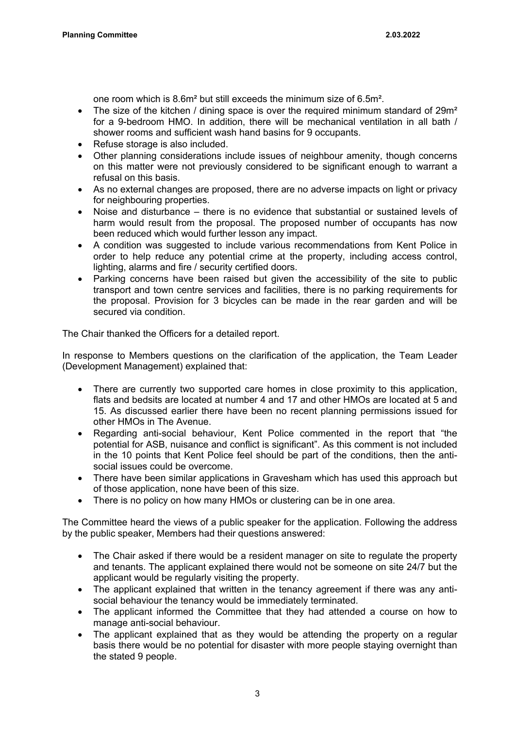one room which is 8.6m² but still exceeds the minimum size of 6.5m².

- The size of the kitchen / dining space is over the required minimum standard of 29m² for a 9-bedroom HMO. In addition, there will be mechanical ventilation in all bath / shower rooms and sufficient wash hand basins for 9 occupants.
- Refuse storage is also included.
- Other planning considerations include issues of neighbour amenity, though concerns on this matter were not previously considered to be significant enough to warrant a refusal on this basis.
- As no external changes are proposed, there are no adverse impacts on light or privacy for neighbouring properties.
- Noise and disturbance – there is no evidence that substantial or sustained levels of harm would result from the proposal. The proposed number of occupants has now been reduced which would further lesson any impact.
- A condition was suggested to include various recommendations from Kent Police in order to help reduce any potential crime at the property, including access control, lighting, alarms and fire / security certified doors.
- Parking concerns have been raised but given the accessibility of the site to public transport and town centre services and facilities, there is no parking requirements for the proposal. Provision for 3 bicycles can be made in the rear garden and will be secured via condition.

The Chair thanked the Officers for a detailed report.

In response to Members questions on the clarification of the application, the Team Leader (Development Management) explained that:

- There are currently two supported care homes in close proximity to this application, flats and bedsits are located at number 4 and 17 and other HMOs are located at 5 and 15. As discussed earlier there have been no recent planning permissions issued for other HMOs in The Avenue.
- Regarding anti-social behaviour, Kent Police commented in the report that "the potential for ASB, nuisance and conflict is significant". As this comment is not included in the 10 points that Kent Police feel should be part of the conditions, then the anti-social issues could be overcome.
- There have been similar applications in Gravesham which has used this approach but of those application, none have been of this size.
- There is no policy on how many HMOs or clustering can be in one area.

The Committee heard the views of a public speaker for the application. Following the address by the public speaker, Members had their questions answered:

- The Chair asked if there would be a resident manager on site to regulate the property and tenants. The applicant explained there would not be someone on site 24/7 but the applicant would be regularly visiting the property.
- The applicant explained that written in the tenancy agreement if there was any anti-social behaviour the tenancy would be immediately terminated.
- The applicant informed the Committee that they had attended a course on how to manage anti-social behaviour.
- The applicant explained that as they would be attending the property on a regular basis there would be no potential for disaster with more people staying overnight than the stated 9 people.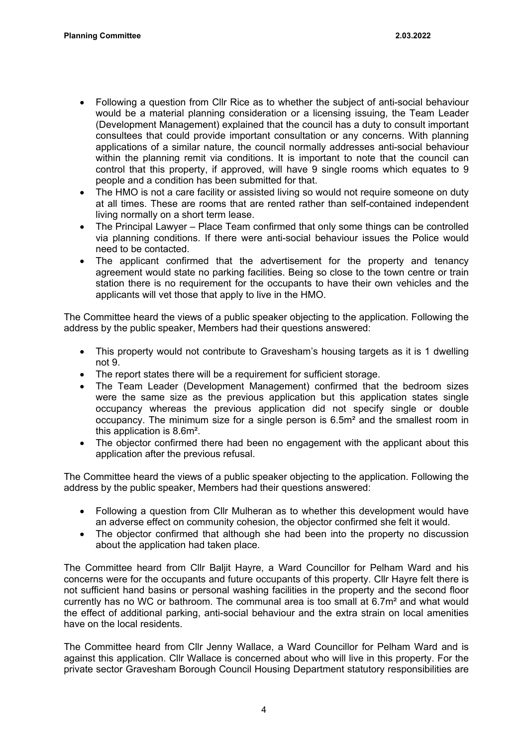- Following a question from Cllr Rice as to whether the subject of anti-social behaviour would be a material planning consideration or a licensing issuing, the Team Leader (Development Management) explained that the council has a duty to consult important consultees that could provide important consultation or any concerns. With planning applications of a similar nature, the council normally addresses anti-social behaviour within the planning remit via conditions. It is important to note that the council can control that this property, if approved, will have 9 single rooms which equates to 9 people and a condition has been submitted for that.
- The HMO is not a care facility or assisted living so would not require someone on duty at all times. These are rooms that are rented rather than self-contained independent living normally on a short term lease.
- The Principal Lawyer – Place Team confirmed that only some things can be controlled via planning conditions. If there were anti-social behaviour issues the Police would need to be contacted.
- The applicant confirmed that the advertisement for the property and tenancy agreement would state no parking facilities. Being so close to the town centre or train station there is no requirement for the occupants to have their own vehicles and the applicants will vet those that apply to live in the HMO.

The Committee heard the views of a public speaker objecting to the application. Following the address by the public speaker, Members had their questions answered:

- This property would not contribute to Gravesham's housing targets as it is 1 dwelling not 9.
- The report states there will be a requirement for sufficient storage.
- The Team Leader (Development Management) confirmed that the bedroom sizes were the same size as the previous application but this application states single occupancy whereas the previous application did not specify single or double occupancy. The minimum size for a single person is 6.5m² and the smallest room in this application is 8.6m².
- The objector confirmed there had been no engagement with the applicant about this application after the previous refusal.

The Committee heard the views of a public speaker objecting to the application. Following the address by the public speaker, Members had their questions answered:

- Following a question from Cllr Mulheran as to whether this development would have an adverse effect on community cohesion, the objector confirmed she felt it would.
- The objector confirmed that although she had been into the property no discussion about the application had taken place.

The Committee heard from Cllr Baljit Hayre, a Ward Councillor for Pelham Ward and his concerns were for the occupants and future occupants of this property. Cllr Hayre felt there is not sufficient hand basins or personal washing facilities in the property and the second floor currently has no WC or bathroom. The communal area is too small at 6.7m² and what would the effect of additional parking, anti-social behaviour and the extra strain on local amenities have on the local residents.

The Committee heard from Cllr Jenny Wallace, a Ward Councillor for Pelham Ward and is against this application. Cllr Wallace is concerned about who will live in this property. For the private sector Gravesham Borough Council Housing Department statutory responsibilities are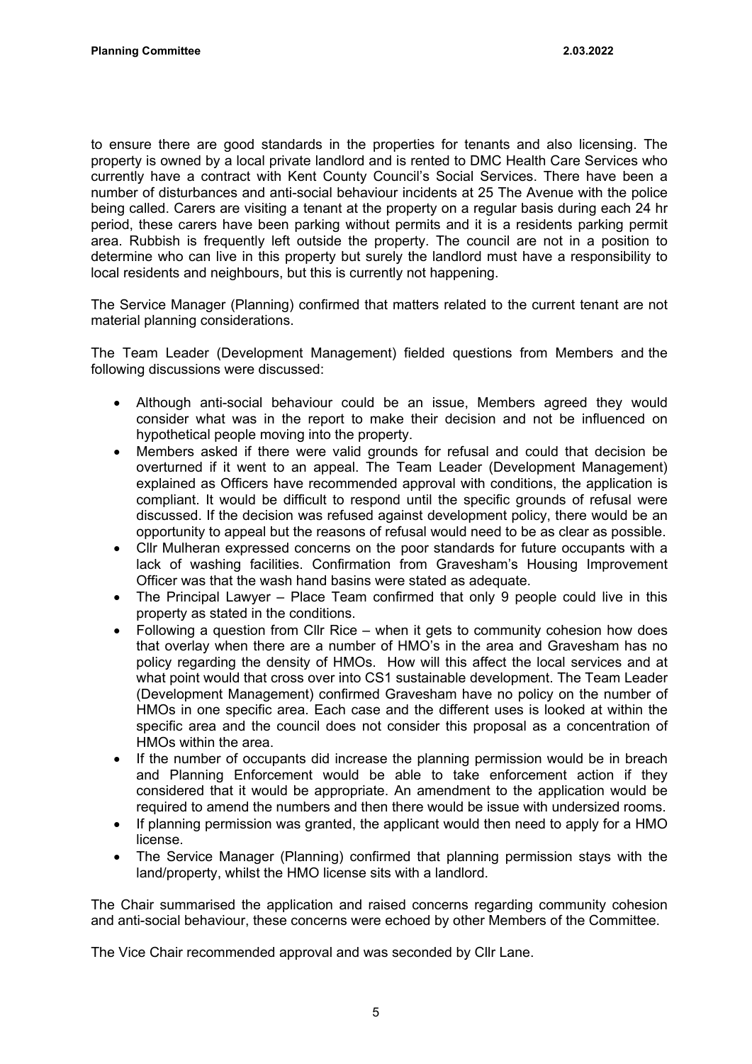to ensure there are good standards in the properties for tenants and also licensing. The property is owned by a local private landlord and is rented to DMC Health Care Services who currently have a contract with Kent County Council's Social Services. There have been a number of disturbances and anti-social behaviour incidents at 25 The Avenue with the police being called. Carers are visiting a tenant at the property on a regular basis during each 24 hr period, these carers have been parking without permits and it is a residents parking permit area. Rubbish is frequently left outside the property. The council are not in a position to determine who can live in this property but surely the landlord must have a responsibility to local residents and neighbours, but this is currently not happening.

The Service Manager (Planning) confirmed that matters related to the current tenant are not material planning considerations.

The Team Leader (Development Management) fielded questions from Members and the following discussions were discussed:

- Although anti-social behaviour could be an issue, Members agreed they would consider what was in the report to make their decision and not be influenced on hypothetical people moving into the property.
- Members asked if there were valid grounds for refusal and could that decision be overturned if it went to an appeal. The Team Leader (Development Management) explained as Officers have recommended approval with conditions, the application is compliant. It would be difficult to respond until the specific grounds of refusal were discussed. If the decision was refused against development policy, there would be an opportunity to appeal but the reasons of refusal would need to be as clear as possible.
- Cllr Mulheran expressed concerns on the poor standards for future occupants with a lack of washing facilities. Confirmation from Gravesham's Housing Improvement Officer was that the wash hand basins were stated as adequate.
- The Principal Lawyer – Place Team confirmed that only 9 people could live in this property as stated in the conditions.
- Following a question from Cllr Rice – when it gets to community cohesion how does that overlay when there are a number of HMO's in the area and Gravesham has no policy regarding the density of HMOs. How will this affect the local services and at what point would that cross over into CS1 sustainable development. The Team Leader (Development Management) confirmed Gravesham have no policy on the number of HMOs in one specific area. Each case and the different uses is looked at within the specific area and the council does not consider this proposal as a concentration of HMOs within the area.
- If the number of occupants did increase the planning permission would be in breach and Planning Enforcement would be able to take enforcement action if they considered that it would be appropriate. An amendment to the application would be required to amend the numbers and then there would be issue with undersized rooms.
- If planning permission was granted, the applicant would then need to apply for a HMO license.
- The Service Manager (Planning) confirmed that planning permission stays with the land/property, whilst the HMO license sits with a landlord.

The Chair summarised the application and raised concerns regarding community cohesion and anti-social behaviour, these concerns were echoed by other Members of the Committee.

The Vice Chair recommended approval and was seconded by Cllr Lane.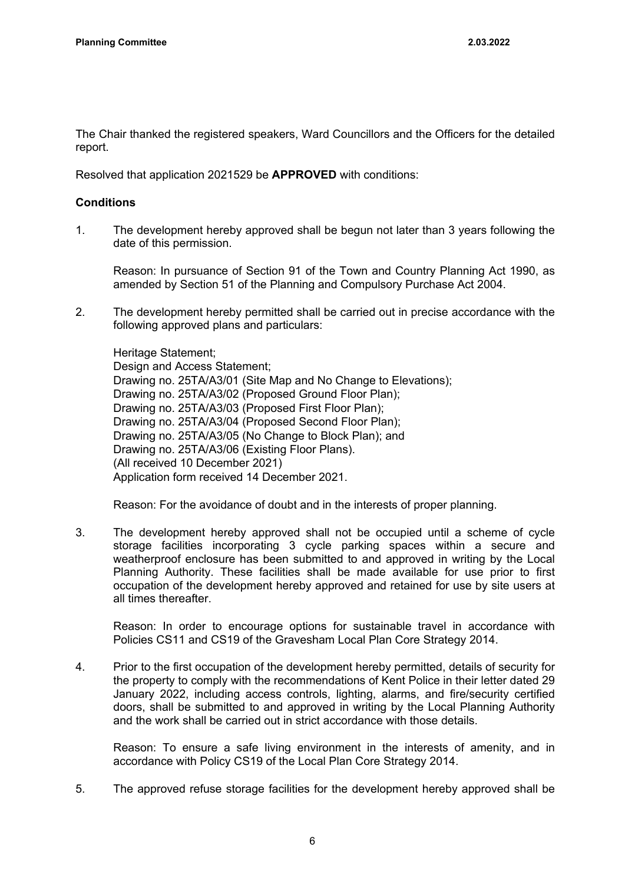The Chair thanked the registered speakers, Ward Councillors and the Officers for the detailed report.

Resolved that application 2021529 be **APPROVED** with conditions:

**Conditions**

1. The development hereby approved shall be begun not later than 3 years following the date of this permission.

   Reason: In pursuance of Section 91 of the Town and Country Planning Act 1990, as amended by Section 51 of the Planning and Compulsory Purchase Act 2004.

2. The development hereby permitted shall be carried out in precise accordance with the following approved plans and particulars:

   Heritage Statement;
   Design and Access Statement;
   Drawing no. 25TA/A3/01 (Site Map and No Change to Elevations);
   Drawing no. 25TA/A3/02 (Proposed Ground Floor Plan);
   Drawing no. 25TA/A3/03 (Proposed First Floor Plan);
   Drawing no. 25TA/A3/04 (Proposed Second Floor Plan);
   Drawing no. 25TA/A3/05 (No Change to Block Plan); and
   Drawing no. 25TA/A3/06 (Existing Floor Plans).
   (All received 10 December 2021)
   Application form received 14 December 2021.

   Reason: For the avoidance of doubt and in the interests of proper planning.

3. The development hereby approved shall not be occupied until a scheme of cycle storage facilities incorporating 3 cycle parking spaces within a secure and weatherproof enclosure has been submitted to and approved in writing by the Local Planning Authority. These facilities shall be made available for use prior to first occupation of the development hereby approved and retained for use by site users at all times thereafter.

   Reason: In order to encourage options for sustainable travel in accordance with Policies CS11 and CS19 of the Gravesham Local Plan Core Strategy 2014.

4. Prior to the first occupation of the development hereby permitted, details of security for the property to comply with the recommendations of Kent Police in their letter dated 29 January 2022, including access controls, lighting, alarms, and fire/security certified doors, shall be submitted to and approved in writing by the Local Planning Authority and the work shall be carried out in strict accordance with those details.

   Reason: To ensure a safe living environment in the interests of amenity, and in accordance with Policy CS19 of the Local Plan Core Strategy 2014.

5. The approved refuse storage facilities for the development hereby approved shall be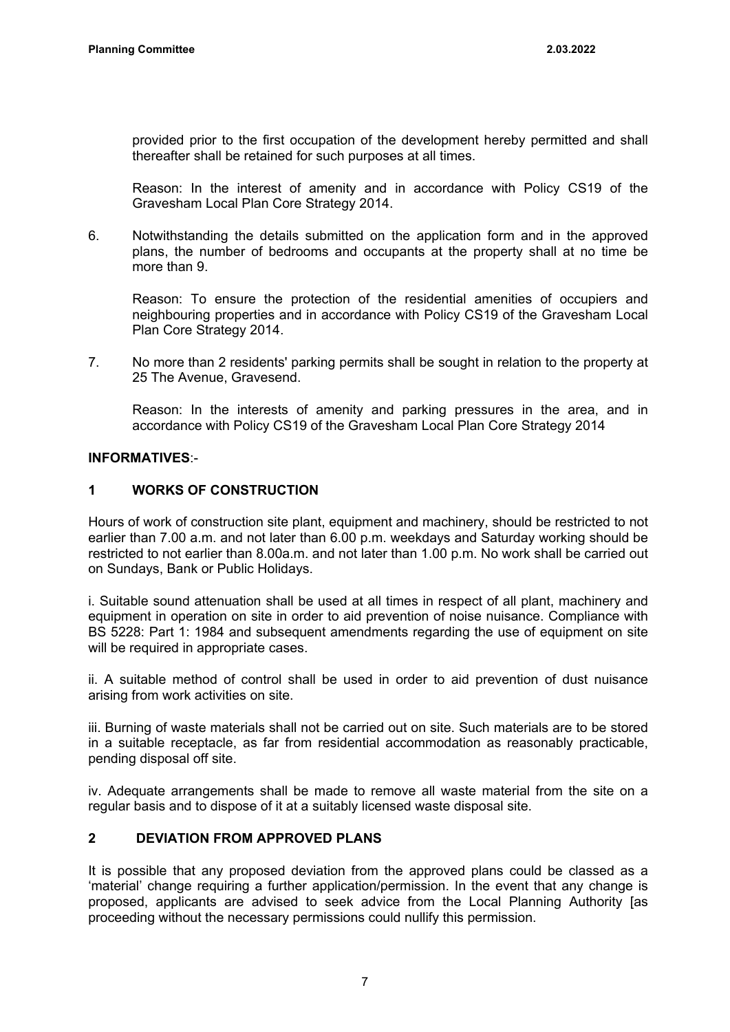provided prior to the first occupation of the development hereby permitted and shall thereafter shall be retained for such purposes at all times.

Reason: In the interest of amenity and in accordance with Policy CS19 of the Gravesham Local Plan Core Strategy 2014.

6. Notwithstanding the details submitted on the application form and in the approved plans, the number of bedrooms and occupants at the property shall at no time be more than 9.

   Reason: To ensure the protection of the residential amenities of occupiers and neighbouring properties and in accordance with Policy CS19 of the Gravesham Local Plan Core Strategy 2014.

7. No more than 2 residents' parking permits shall be sought in relation to the property at 25 The Avenue, Gravesend.

   Reason: In the interests of amenity and parking pressures in the area, and in accordance with Policy CS19 of the Gravesham Local Plan Core Strategy 2014

**INFORMATIVES**:-

**1 WORKS OF CONSTRUCTION**

Hours of work of construction site plant, equipment and machinery, should be restricted to not earlier than 7.00 a.m. and not later than 6.00 p.m. weekdays and Saturday working should be restricted to not earlier than 8.00a.m. and not later than 1.00 p.m. No work shall be carried out on Sundays, Bank or Public Holidays.

i. Suitable sound attenuation shall be used at all times in respect of all plant, machinery and equipment in operation on site in order to aid prevention of noise nuisance. Compliance with BS 5228: Part 1: 1984 and subsequent amendments regarding the use of equipment on site will be required in appropriate cases.

ii. A suitable method of control shall be used in order to aid prevention of dust nuisance arising from work activities on site.

iii. Burning of waste materials shall not be carried out on site. Such materials are to be stored in a suitable receptacle, as far from residential accommodation as reasonably practicable, pending disposal off site.

iv. Adequate arrangements shall be made to remove all waste material from the site on a regular basis and to dispose of it at a suitably licensed waste disposal site.

**2 DEVIATION FROM APPROVED PLANS**

It is possible that any proposed deviation from the approved plans could be classed as a 'material' change requiring a further application/permission. In the event that any change is proposed, applicants are advised to seek advice from the Local Planning Authority [as proceeding without the necessary permissions could nullify this permission.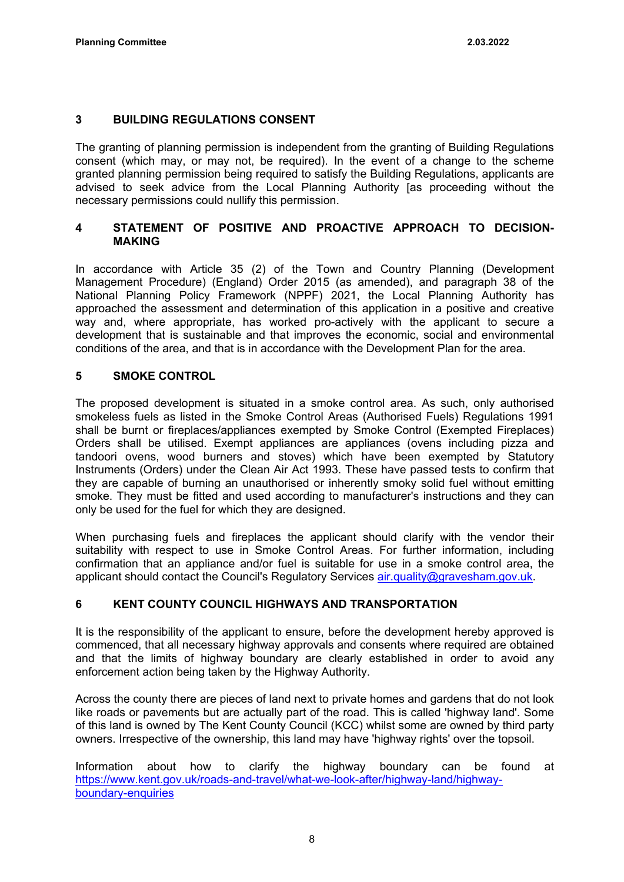## 3 BUILDING REGULATIONS CONSENT

The granting of planning permission is independent from the granting of Building Regulations consent (which may, or may not, be required). In the event of a change to the scheme granted planning permission being required to satisfy the Building Regulations, applicants are advised to seek advice from the Local Planning Authority [as proceeding without the necessary permissions could nullify this permission.

## 4 STATEMENT OF POSITIVE AND PROACTIVE APPROACH TO DECISION-MAKING

In accordance with Article 35 (2) of the Town and Country Planning (Development Management Procedure) (England) Order 2015 (as amended), and paragraph 38 of the National Planning Policy Framework (NPPF) 2021, the Local Planning Authority has approached the assessment and determination of this application in a positive and creative way and, where appropriate, has worked pro-actively with the applicant to secure a development that is sustainable and that improves the economic, social and environmental conditions of the area, and that is in accordance with the Development Plan for the area.

## 5 SMOKE CONTROL

The proposed development is situated in a smoke control area. As such, only authorised smokeless fuels as listed in the Smoke Control Areas (Authorised Fuels) Regulations 1991 shall be burnt or fireplaces/appliances exempted by Smoke Control (Exempted Fireplaces) Orders shall be utilised. Exempt appliances are appliances (ovens including pizza and tandoori ovens, wood burners and stoves) which have been exempted by Statutory Instruments (Orders) under the Clean Air Act 1993. These have passed tests to confirm that they are capable of burning an unauthorised or inherently smoky solid fuel without emitting smoke. They must be fitted and used according to manufacturer's instructions and they can only be used for the fuel for which they are designed.

When purchasing fuels and fireplaces the applicant should clarify with the vendor their suitability with respect to use in Smoke Control Areas. For further information, including confirmation that an appliance and/or fuel is suitable for use in a smoke control area, the applicant should contact the Council's Regulatory Services air.quality@gravesham.gov.uk.

## 6 KENT COUNTY COUNCIL HIGHWAYS AND TRANSPORTATION

It is the responsibility of the applicant to ensure, before the development hereby approved is commenced, that all necessary highway approvals and consents where required are obtained and that the limits of highway boundary are clearly established in order to avoid any enforcement action being taken by the Highway Authority.

Across the county there are pieces of land next to private homes and gardens that do not look like roads or pavements but are actually part of the road. This is called 'highway land'. Some of this land is owned by The Kent County Council (KCC) whilst some are owned by third party owners. Irrespective of the ownership, this land may have 'highway rights' over the topsoil.

Information about how to clarify the highway boundary can be found at https://www.kent.gov.uk/roads-and-travel/what-we-look-after/highway-land/highway-boundary-enquiries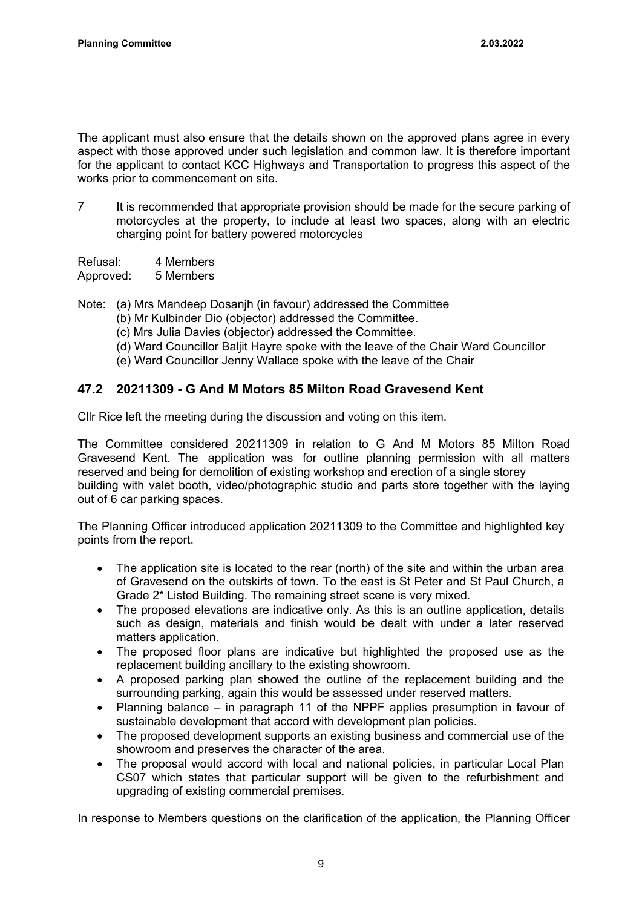The applicant must also ensure that the details shown on the approved plans agree in every aspect with those approved under such legislation and common law. It is therefore important for the applicant to contact KCC Highways and Transportation to progress this aspect of the works prior to commencement on site.

7 It is recommended that appropriate provision should be made for the secure parking of motorcycles at the property, to include at least two spaces, along with an electric charging point for battery powered motorcycles

Refusal: 4 Members
Approved: 5 Members

Note: (a) Mrs Mandeep Dosanjh (in favour) addressed the Committee
(b) Mr Kulbinder Dio (objector) addressed the Committee.
(c) Mrs Julia Davies (objector) addressed the Committee.
(d) Ward Councillor Baljit Hayre spoke with the leave of the Chair Ward Councillor
(e) Ward Councillor Jenny Wallace spoke with the leave of the Chair

## 47.2 20211309 - G And M Motors 85 Milton Road Gravesend Kent

Cllr Rice left the meeting during the discussion and voting on this item.

The Committee considered 20211309 in relation to G And M Motors 85 Milton Road Gravesend Kent. The application was for outline planning permission with all matters reserved and being for demolition of existing workshop and erection of a single storey building with valet booth, video/photographic studio and parts store together with the laying out of 6 car parking spaces.

The Planning Officer introduced application 20211309 to the Committee and highlighted key points from the report.

- The application site is located to the rear (north) of the site and within the urban area of Gravesend on the outskirts of town. To the east is St Peter and St Paul Church, a Grade 2* Listed Building. The remaining street scene is very mixed.
- The proposed elevations are indicative only. As this is an outline application, details such as design, materials and finish would be dealt with under a later reserved matters application.
- The proposed floor plans are indicative but highlighted the proposed use as the replacement building ancillary to the existing showroom.
- A proposed parking plan showed the outline of the replacement building and the surrounding parking, again this would be assessed under reserved matters.
- Planning balance – in paragraph 11 of the NPPF applies presumption in favour of sustainable development that accord with development plan policies.
- The proposed development supports an existing business and commercial use of the showroom and preserves the character of the area.
- The proposal would accord with local and national policies, in particular Local Plan CS07 which states that particular support will be given to the refurbishment and upgrading of existing commercial premises.

In response to Members questions on the clarification of the application, the Planning Officer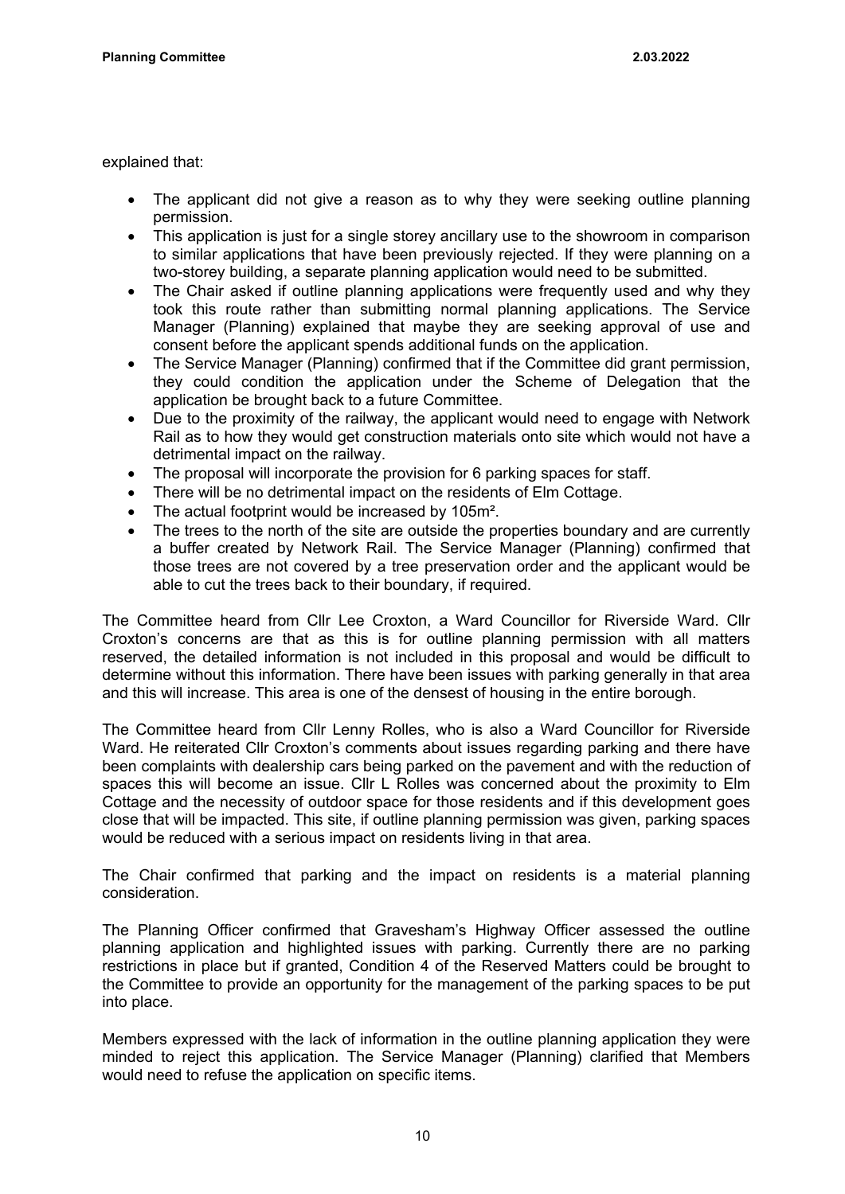explained that:

- The applicant did not give a reason as to why they were seeking outline planning permission.
- This application is just for a single storey ancillary use to the showroom in comparison to similar applications that have been previously rejected. If they were planning on a two-storey building, a separate planning application would need to be submitted.
- The Chair asked if outline planning applications were frequently used and why they took this route rather than submitting normal planning applications. The Service Manager (Planning) explained that maybe they are seeking approval of use and consent before the applicant spends additional funds on the application.
- The Service Manager (Planning) confirmed that if the Committee did grant permission, they could condition the application under the Scheme of Delegation that the application be brought back to a future Committee.
- Due to the proximity of the railway, the applicant would need to engage with Network Rail as to how they would get construction materials onto site which would not have a detrimental impact on the railway.
- The proposal will incorporate the provision for 6 parking spaces for staff.
- There will be no detrimental impact on the residents of Elm Cottage.
- The actual footprint would be increased by 105m².
- The trees to the north of the site are outside the properties boundary and are currently a buffer created by Network Rail. The Service Manager (Planning) confirmed that those trees are not covered by a tree preservation order and the applicant would be able to cut the trees back to their boundary, if required.

The Committee heard from Cllr Lee Croxton, a Ward Councillor for Riverside Ward. Cllr Croxton's concerns are that as this is for outline planning permission with all matters reserved, the detailed information is not included in this proposal and would be difficult to determine without this information. There have been issues with parking generally in that area and this will increase. This area is one of the densest of housing in the entire borough.

The Committee heard from Cllr Lenny Rolles, who is also a Ward Councillor for Riverside Ward. He reiterated Cllr Croxton's comments about issues regarding parking and there have been complaints with dealership cars being parked on the pavement and with the reduction of spaces this will become an issue. Cllr L Rolles was concerned about the proximity to Elm Cottage and the necessity of outdoor space for those residents and if this development goes close that will be impacted. This site, if outline planning permission was given, parking spaces would be reduced with a serious impact on residents living in that area.

The Chair confirmed that parking and the impact on residents is a material planning consideration.

The Planning Officer confirmed that Gravesham's Highway Officer assessed the outline planning application and highlighted issues with parking. Currently there are no parking restrictions in place but if granted, Condition 4 of the Reserved Matters could be brought to the Committee to provide an opportunity for the management of the parking spaces to be put into place.

Members expressed with the lack of information in the outline planning application they were minded to reject this application. The Service Manager (Planning) clarified that Members would need to refuse the application on specific items.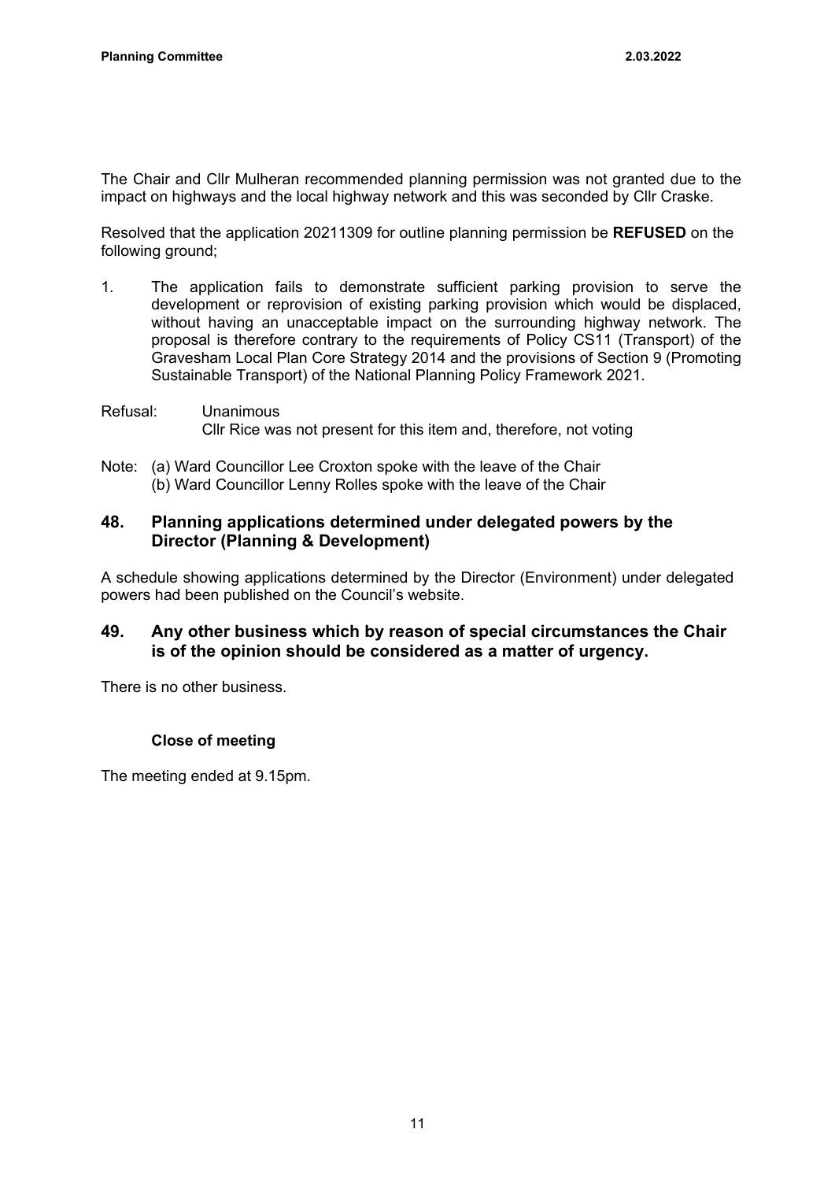The Chair and Cllr Mulheran recommended planning permission was not granted due to the impact on highways and the local highway network and this was seconded by Cllr Craske.

Resolved that the application 20211309 for outline planning permission be **REFUSED** on the following ground;

1. The application fails to demonstrate sufficient parking provision to serve the development or reprovision of existing parking provision which would be displaced, without having an unacceptable impact on the surrounding highway network. The proposal is therefore contrary to the requirements of Policy CS11 (Transport) of the Gravesham Local Plan Core Strategy 2014 and the provisions of Section 9 (Promoting Sustainable Transport) of the National Planning Policy Framework 2021.

Refusal: Unanimous
Cllr Rice was not present for this item and, therefore, not voting

Note: (a) Ward Councillor Lee Croxton spoke with the leave of the Chair
(b) Ward Councillor Lenny Rolles spoke with the leave of the Chair

## 48. Planning applications determined under delegated powers by the Director (Planning & Development)

A schedule showing applications determined by the Director (Environment) under delegated powers had been published on the Council's website.

## 49. Any other business which by reason of special circumstances the Chair is of the opinion should be considered as a matter of urgency.

There is no other business.

**Close of meeting**

The meeting ended at 9.15pm.